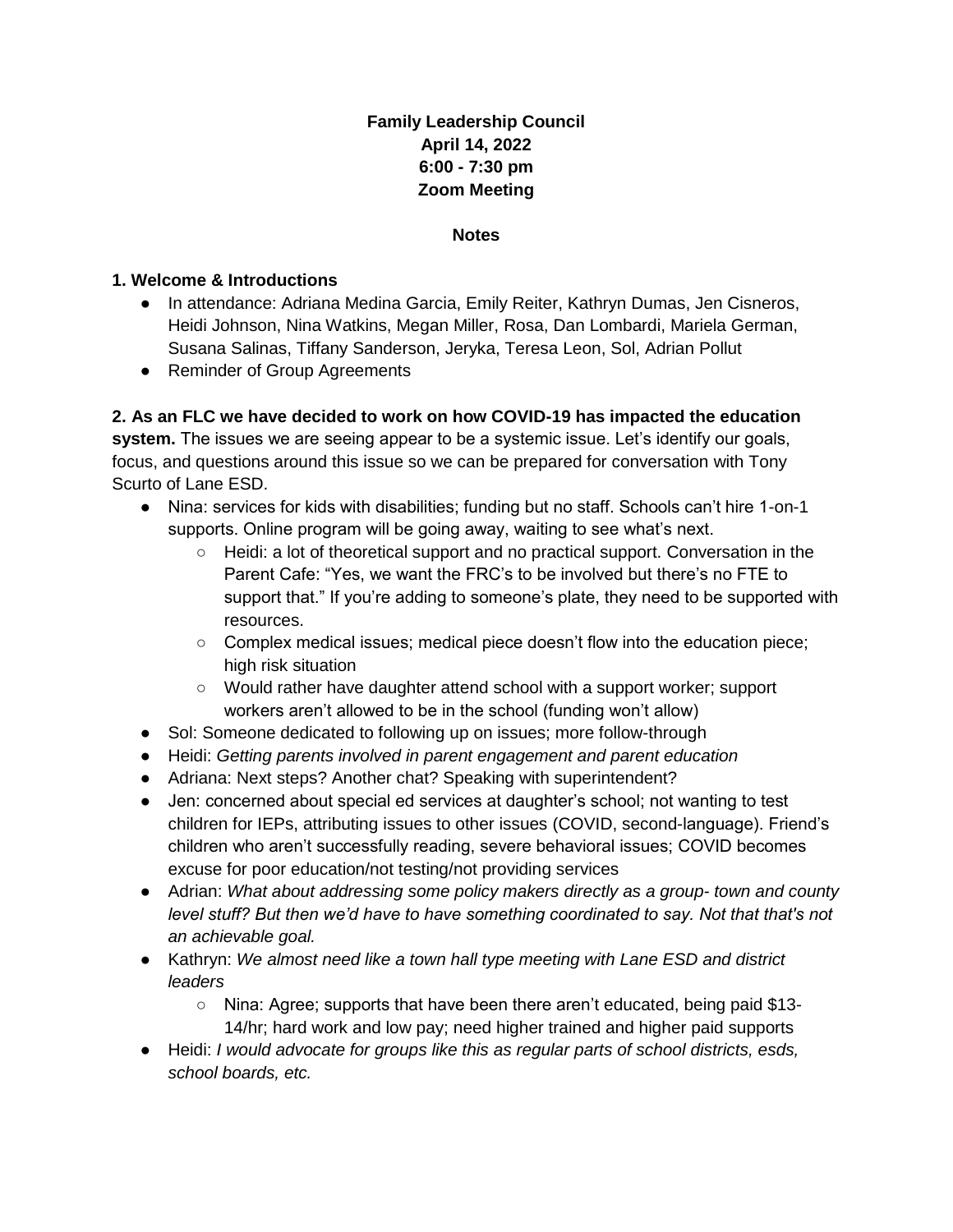**Family Leadership Council**
**April 14, 2022**
**6:00 - 7:30 pm**
**Zoom Meeting**

**Notes**

**1. Welcome & Introductions**

- In attendance: Adriana Medina Garcia, Emily Reiter, Kathryn Dumas, Jen Cisneros, Heidi Johnson, Nina Watkins, Megan Miller, Rosa, Dan Lombardi, Mariela German, Susana Salinas, Tiffany Sanderson, Jeryka, Teresa Leon, Sol, Adrian Pollut
- Reminder of Group Agreements

**2. As an FLC we have decided to work on how COVID-19 has impacted the education system.** The issues we are seeing appear to be a systemic issue. Let's identify our goals, focus, and questions around this issue so we can be prepared for conversation with Tony Scurto of Lane ESD.

- Nina: services for kids with disabilities; funding but no staff. Schools can't hire 1-on-1 supports. Online program will be going away, waiting to see what's next.
  - Heidi: a lot of theoretical support and no practical support. Conversation in the Parent Cafe: "Yes, we want the FRC's to be involved but there's no FTE to support that." If you're adding to someone's plate, they need to be supported with resources.
  - Complex medical issues; medical piece doesn't flow into the education piece; high risk situation
  - Would rather have daughter attend school with a support worker; support workers aren't allowed to be in the school (funding won't allow)
- Sol: Someone dedicated to following up on issues; more follow-through
- Heidi: *Getting parents involved in parent engagement and parent education*
- Adriana: Next steps? Another chat? Speaking with superintendent?
- Jen: concerned about special ed services at daughter's school; not wanting to test children for IEPs, attributing issues to other issues (COVID, second-language). Friend's children who aren't successfully reading, severe behavioral issues; COVID becomes excuse for poor education/not testing/not providing services
- Adrian: *What about addressing some policy makers directly as a group- town and county level stuff? But then we'd have to have something coordinated to say. Not that that's not an achievable goal.*
- Kathryn: *We almost need like a town hall type meeting with Lane ESD and district leaders*
  - Nina: Agree; supports that have been there aren't educated, being paid $13-14/hr; hard work and low pay; need higher trained and higher paid supports
- Heidi: *I would advocate for groups like this as regular parts of school districts, esds, school boards, etc.*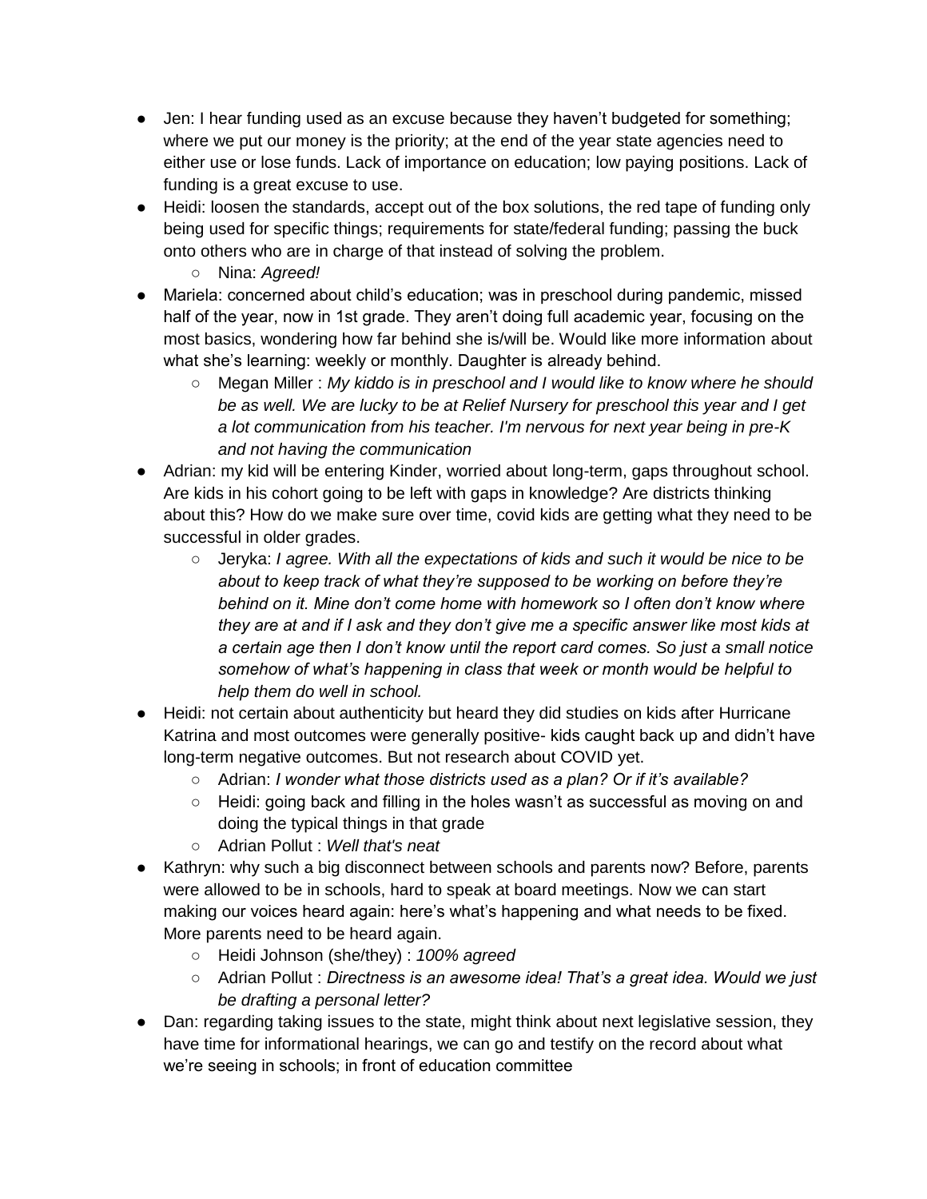- Jen: I hear funding used as an excuse because they haven't budgeted for something; where we put our money is the priority; at the end of the year state agencies need to either use or lose funds. Lack of importance on education; low paying positions. Lack of funding is a great excuse to use.
- Heidi: loosen the standards, accept out of the box solutions, the red tape of funding only being used for specific things; requirements for state/federal funding; passing the buck onto others who are in charge of that instead of solving the problem.
    - Nina: *Agreed!*
- Mariela: concerned about child's education; was in preschool during pandemic, missed half of the year, now in 1st grade. They aren't doing full academic year, focusing on the most basics, wondering how far behind she is/will be. Would like more information about what she's learning: weekly or monthly. Daughter is already behind.
    - Megan Miller : *My kiddo is in preschool and I would like to know where he should be as well. We are lucky to be at Relief Nursery for preschool this year and I get a lot communication from his teacher. I'm nervous for next year being in pre-K and not having the communication*
- Adrian: my kid will be entering Kinder, worried about long-term, gaps throughout school. Are kids in his cohort going to be left with gaps in knowledge? Are districts thinking about this? How do we make sure over time, covid kids are getting what they need to be successful in older grades.
    - Jeryka: *I agree. With all the expectations of kids and such it would be nice to be about to keep track of what they're supposed to be working on before they're behind on it. Mine don't come home with homework so I often don't know where they are at and if I ask and they don't give me a specific answer like most kids at a certain age then I don't know until the report card comes. So just a small notice somehow of what's happening in class that week or month would be helpful to help them do well in school.*
- Heidi: not certain about authenticity but heard they did studies on kids after Hurricane Katrina and most outcomes were generally positive- kids caught back up and didn't have long-term negative outcomes. But not research about COVID yet.
    - Adrian: *I wonder what those districts used as a plan? Or if it's available?*
    - Heidi: going back and filling in the holes wasn't as successful as moving on and doing the typical things in that grade
    - Adrian Pollut : *Well that's neat*
- Kathryn: why such a big disconnect between schools and parents now? Before, parents were allowed to be in schools, hard to speak at board meetings. Now we can start making our voices heard again: here's what's happening and what needs to be fixed. More parents need to be heard again.
    - Heidi Johnson (she/they) : *100% agreed*
    - Adrian Pollut : *Directness is an awesome idea! That's a great idea. Would we just be drafting a personal letter?*
- Dan: regarding taking issues to the state, might think about next legislative session, they have time for informational hearings, we can go and testify on the record about what we're seeing in schools; in front of education committee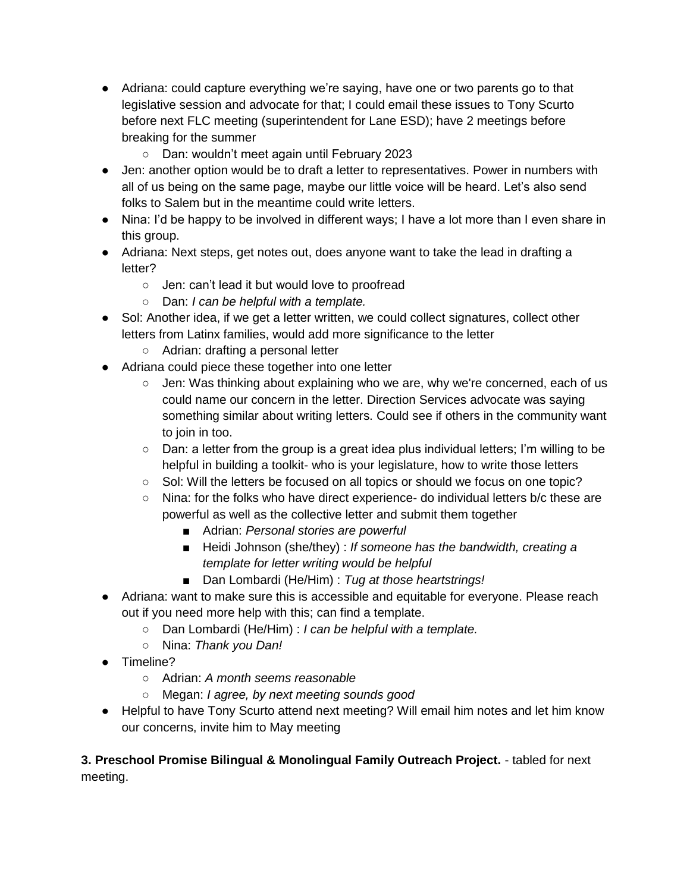- Adriana: could capture everything we're saying, have one or two parents go to that legislative session and advocate for that; I could email these issues to Tony Scurto before next FLC meeting (superintendent for Lane ESD); have 2 meetings before breaking for the summer
    - Dan: wouldn't meet again until February 2023
- Jen: another option would be to draft a letter to representatives. Power in numbers with all of us being on the same page, maybe our little voice will be heard. Let's also send folks to Salem but in the meantime could write letters.
- Nina: I'd be happy to be involved in different ways; I have a lot more than I even share in this group.
- Adriana: Next steps, get notes out, does anyone want to take the lead in drafting a letter?
    - Jen: can't lead it but would love to proofread
    - Dan: *I can be helpful with a template.*
- Sol: Another idea, if we get a letter written, we could collect signatures, collect other letters from Latinx families, would add more significance to the letter
    - Adrian: drafting a personal letter
- Adriana could piece these together into one letter
    - Jen: Was thinking about explaining who we are, why we're concerned, each of us could name our concern in the letter. Direction Services advocate was saying something similar about writing letters. Could see if others in the community want to join in too.
    - Dan: a letter from the group is a great idea plus individual letters; I'm willing to be helpful in building a toolkit- who is your legislature, how to write those letters
    - Sol: Will the letters be focused on all topics or should we focus on one topic?
    - Nina: for the folks who have direct experience- do individual letters b/c these are powerful as well as the collective letter and submit them together
        - Adrian: *Personal stories are powerful*
        - Heidi Johnson (she/they) : *If someone has the bandwidth, creating a template for letter writing would be helpful*
        - Dan Lombardi (He/Him) : *Tug at those heartstrings!*
- Adriana: want to make sure this is accessible and equitable for everyone. Please reach out if you need more help with this; can find a template.
    - Dan Lombardi (He/Him) : *I can be helpful with a template.*
    - Nina: *Thank you Dan!*
- Timeline?
    - Adrian: *A month seems reasonable*
    - Megan: *I agree, by next meeting sounds good*
- Helpful to have Tony Scurto attend next meeting? Will email him notes and let him know our concerns, invite him to May meeting

**3. Preschool Promise Bilingual & Monolingual Family Outreach Project.** - tabled for next meeting.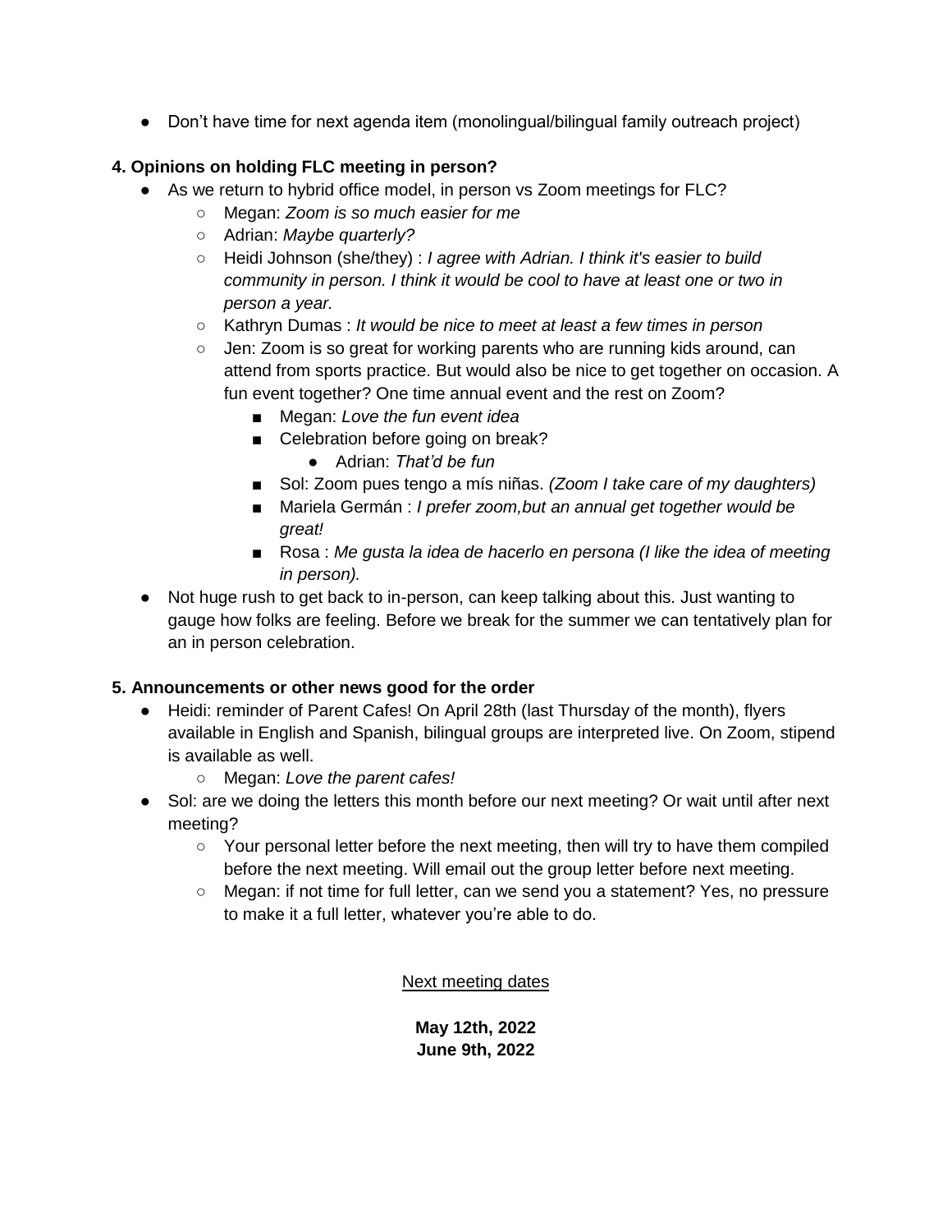- Don't have time for next agenda item (monolingual/bilingual family outreach project)

**4. Opinions on holding FLC meeting in person?**

- As we return to hybrid office model, in person vs Zoom meetings for FLC?
  - Megan: *Zoom is so much easier for me*
  - Adrian: *Maybe quarterly?*
  - Heidi Johnson (she/they) : *I agree with Adrian. I think it's easier to build community in person. I think it would be cool to have at least one or two in person a year.*
  - Kathryn Dumas : *It would be nice to meet at least a few times in person*
  - Jen: Zoom is so great for working parents who are running kids around, can attend from sports practice. But would also be nice to get together on occasion. A fun event together? One time annual event and the rest on Zoom?
    - Megan: *Love the fun event idea*
    - Celebration before going on break?
      - Adrian: *That'd be fun*
    - Sol: Zoom pues tengo a mís niñas. *(Zoom I take care of my daughters)*
    - Mariela Germán : *I prefer zoom,but an annual get together would be great!*
    - Rosa : *Me gusta la idea de hacerlo en persona (I like the idea of meeting in person).*
- Not huge rush to get back to in-person, can keep talking about this. Just wanting to gauge how folks are feeling. Before we break for the summer we can tentatively plan for an in person celebration.

**5. Announcements or other news good for the order**

- Heidi: reminder of Parent Cafes! On April 28th (last Thursday of the month), flyers available in English and Spanish, bilingual groups are interpreted live. On Zoom, stipend is available as well.
  - Megan: *Love the parent cafes!*
- Sol: are we doing the letters this month before our next meeting? Or wait until after next meeting?
  - Your personal letter before the next meeting, then will try to have them compiled before the next meeting. Will email out the group letter before next meeting.
  - Megan: if not time for full letter, can we send you a statement? Yes, no pressure to make it a full letter, whatever you're able to do.

<u>Next meeting dates</u>

**May 12th, 2022**
**June 9th, 2022**